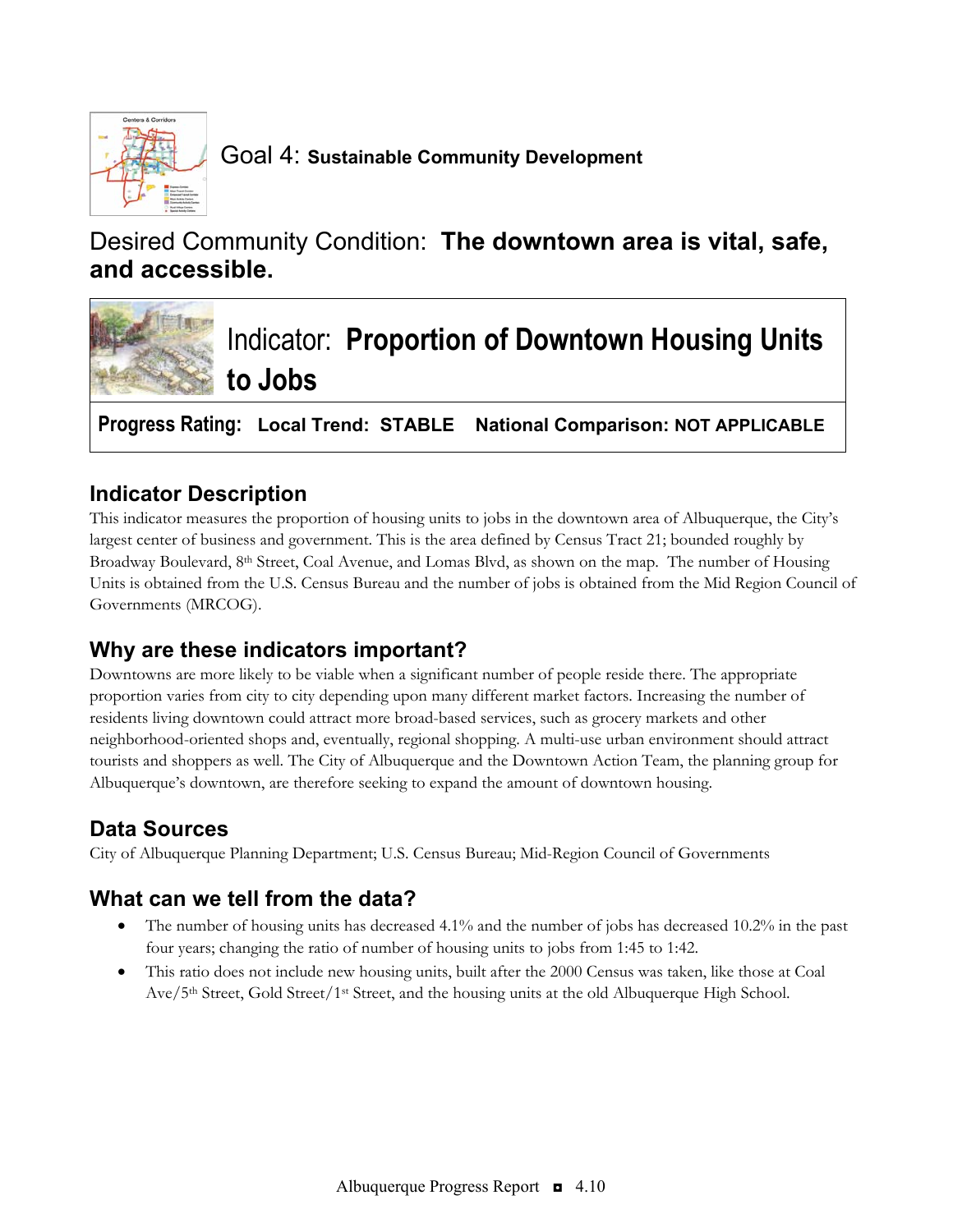# Goal 4: **Sustainable Community Development**

## Desired Community Condition: **The downtown area is vital, safe, and accessible.**

## Indicator: **Proportion of Downtown Housing Units to Jobs**

**Progress Rating:** **Local Trend: STABLE** **National Comparison: NOT APPLICABLE**

### Indicator Description

This indicator measures the proportion of housing units to jobs in the downtown area of Albuquerque, the City's largest center of business and government. This is the area defined by Census Tract 21; bounded roughly by Broadway Boulevard, 8th Street, Coal Avenue, and Lomas Blvd, as shown on the map. The number of Housing Units is obtained from the U.S. Census Bureau and the number of jobs is obtained from the Mid Region Council of Governments (MRCOG).

### Why are these indicators important?

Downtowns are more likely to be viable when a significant number of people reside there. The appropriate proportion varies from city to city depending upon many different market factors. Increasing the number of residents living downtown could attract more broad-based services, such as grocery markets and other neighborhood-oriented shops and, eventually, regional shopping. A multi-use urban environment should attract tourists and shoppers as well. The City of Albuquerque and the Downtown Action Team, the planning group for Albuquerque's downtown, are therefore seeking to expand the amount of downtown housing.

### Data Sources

City of Albuquerque Planning Department; U.S. Census Bureau; Mid-Region Council of Governments

### What can we tell from the data?

- The number of housing units has decreased 4.1% and the number of jobs has decreased 10.2% in the past four years; changing the ratio of number of housing units to jobs from 1:45 to 1:42.
- This ratio does not include new housing units, built after the 2000 Census was taken, like those at Coal Ave/5th Street, Gold Street/1st Street, and the housing units at the old Albuquerque High School.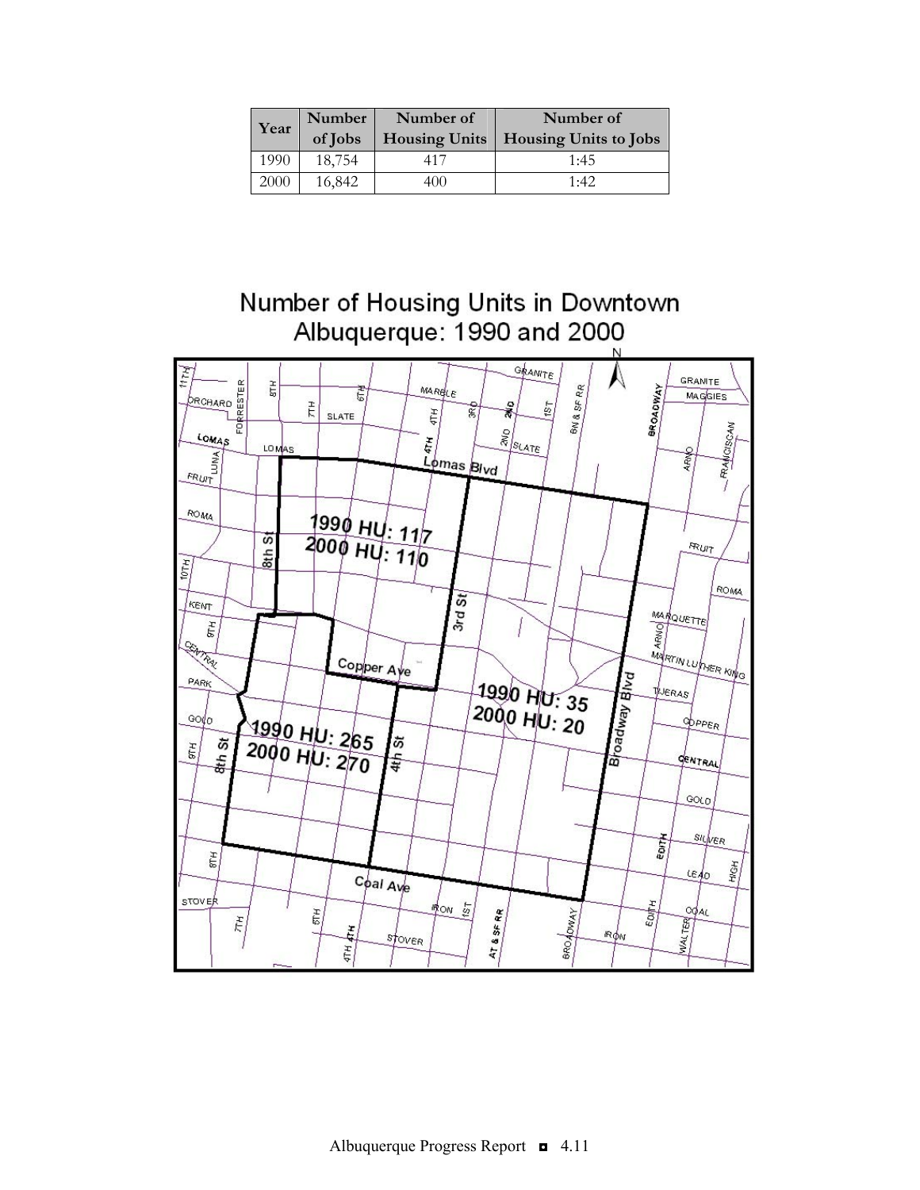| Year | Number of Jobs | Number of Housing Units | Number of Housing Units to Jobs |
|---|---|---|---|
| 1990 | 18,754 | 417 | 1:45 |
| 2000 | 16,842 | 400 | 1:42 |

## Number of Housing Units in Downtown Albuquerque: 1990 and 2000

1990 HU: 117
2000 HU: 110

1990 HU: 35
2000 HU: 20

1990 HU: 265
2000 HU: 270

Lomas Blvd

8th St

3rd St

Copper Ave

4th St

Broadway Blvd

Coal Ave